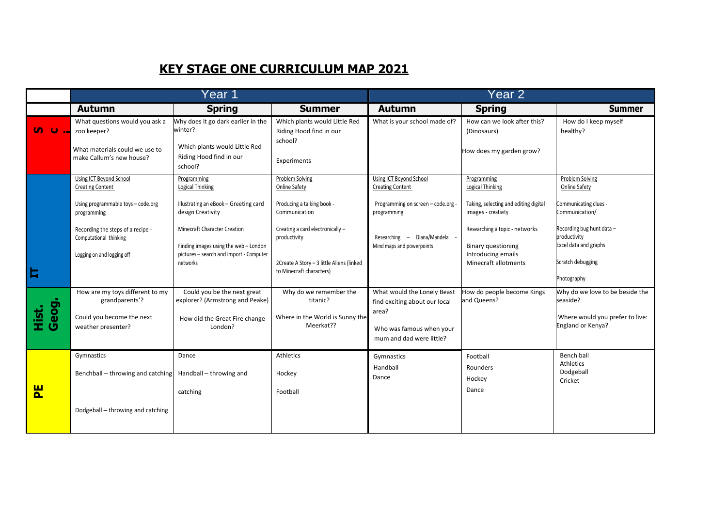# KEY STAGE ONE CURRICULUM MAP 2021

| | Year 1 | | | Year 2 | | |
|---|---|---|---|---|---|---|
| | **Autumn** | **Spring** | **Summer** | **Autumn** | **Spring** | **Summer** |
| **S c ...** | What questions would you ask a zoo keeper?<br><br>What materials could we use to make Callum's new house? | Why does it go dark earlier in the winter?<br><br>Which plants would Little Red Riding Hood find in our school? | Which plants would Little Red Riding Hood find in our school?<br><br>Experiments | What is your school made of? | How can we look after this? (Dinosaurs)<br><br>How does my garden grow? | How do I keep myself healthy? |
| **IT** | Using ICT Beyond School<br>Creating Content<br><br>Using programmable toys – code.org programming<br><br>Recording the steps of a recipe - Computational thinking<br><br>Logging on and logging off | Programming<br>Logical Thinking<br><br>Illustrating an eBook – Greeting card design Creativity<br><br>Minecraft Character Creation<br><br>Finding images using the web – London pictures – search and import - Computer networks | Problem Solving<br>Online Safety<br><br>Producing a talking book - Communication<br><br>Creating a card electronically – productivity<br><br>2Create A Story – 3 little Aliens (linked to Minecraft characters) | Using ICT Beyond School<br>Creating Content<br><br>Programming on screen – code.org - programming<br><br>Researching – Diana/Mandela - Mind maps and powerpoints | Programming<br>Logical Thinking<br><br>Taking, selecting and editing digital images - creativity<br><br>Researching a topic - networks<br><br>Binary questioning<br>Introducing emails<br>Minecraft allotments | Problem Solving<br>Online Safety<br><br>Communicating clues - Communication/<br><br>Recording bug hunt data – productivity<br>Excel data and graphs<br><br>Scratch debugging<br><br>Photography |
| **Hist. Geog.** | How are my toys different to my grandparents'?<br><br>Could you become the next weather presenter? | Could you be the next great explorer? (Armstrong and Peake)<br><br>How did the Great Fire change London? | Why do we remember the titanic?<br><br>Where in the World is Sunny the Meerkat?? | What would the Lonely Beast find exciting about our local area?<br><br>Who was famous when your mum and dad were little? | How do people become Kings and Queens? | Why do we love to be beside the seaside?<br><br>Where would you prefer to live: England or Kenya? |
| **PE** | Gymnastics<br><br>Benchball – throwing and catching<br><br>Dodgeball – throwing and catching | Dance<br><br>Handball – throwing and catching | Athletics<br><br>Hockey<br><br>Football | Gymnastics<br>Handball<br>Dance | Football<br>Rounders<br>Hockey<br>Dance | Bench ball<br>Athletics<br>Dodgeball<br>Cricket |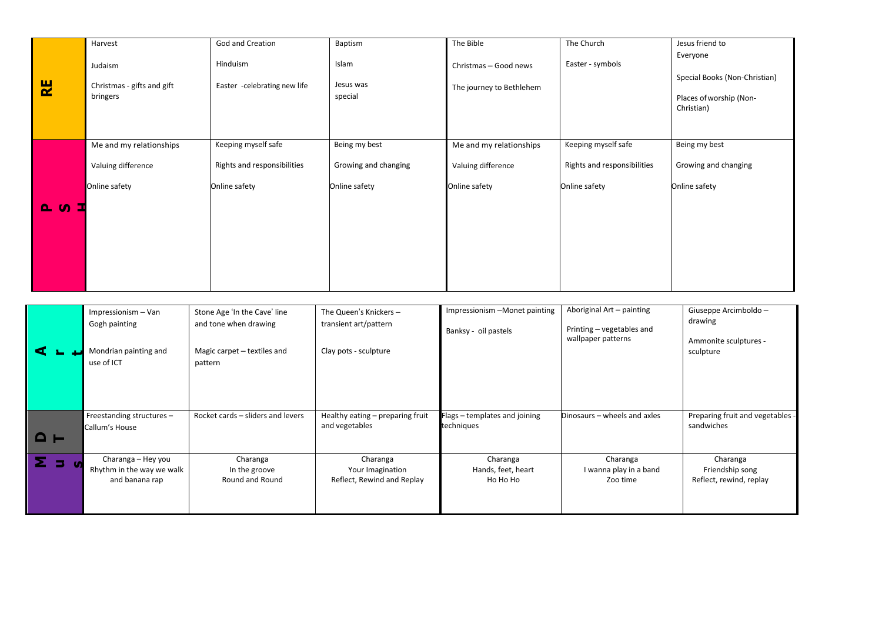| | | | | | | |
|---|---|---|---|---|---|---|
| RE | Harvest<br><br>Judaism<br><br>Christmas - gifts and gift bringers | God and Creation<br><br>Hinduism<br><br>Easter -celebrating new life | Baptism<br><br>Islam<br><br>Jesus was special | The Bible<br><br>Christmas – Good news<br><br>The journey to Bethlehem | The Church<br><br>Easter - symbols | Jesus friend to Everyone<br><br>Special Books (Non-Christian)<br><br>Places of worship (Non-Christian) |
| PSH | Me and my relationships<br><br>Valuing difference<br><br>Online safety | Keeping myself safe<br><br>Rights and responsibilities<br><br>Online safety | Being my best<br><br>Growing and changing<br><br>Online safety | Me and my relationships<br><br>Valuing difference<br><br>Online safety | Keeping myself safe<br><br>Rights and responsibilities<br><br>Online safety | Being my best<br><br>Growing and changing<br><br>Online safety |

| | | | | | | |
|---|---|---|---|---|---|---|
| Art | Impressionism – Van Gogh painting<br><br>Mondrian painting and use of ICT | Stone Age 'In the Cave' line and tone when drawing<br><br>Magic carpet – textiles and pattern | The Queen's Knickers – transient art/pattern<br><br>Clay pots - sculpture | Impressionism –Monet painting<br><br>Banksy - oil pastels | Aboriginal Art – painting<br><br>Printing – vegetables and wallpaper patterns | Giuseppe Arcimboldo – drawing<br><br>Ammonite sculptures - sculpture |
| DT | Freestanding structures – Callum's House | Rocket cards – sliders and levers | Healthy eating – preparing fruit and vegetables | Flags – templates and joining techniques | Dinosaurs – wheels and axles | Preparing fruit and vegetables - sandwiches |
| Mus | Charanga – Hey you<br>Rhythm in the way we walk and banana rap | Charanga<br>In the groove<br>Round and Round | Charanga<br>Your Imagination<br>Reflect, Rewind and Replay | Charanga<br>Hands, feet, heart<br>Ho Ho Ho | Charanga<br>I wanna play in a band<br>Zoo time | Charanga<br>Friendship song<br>Reflect, rewind, replay |